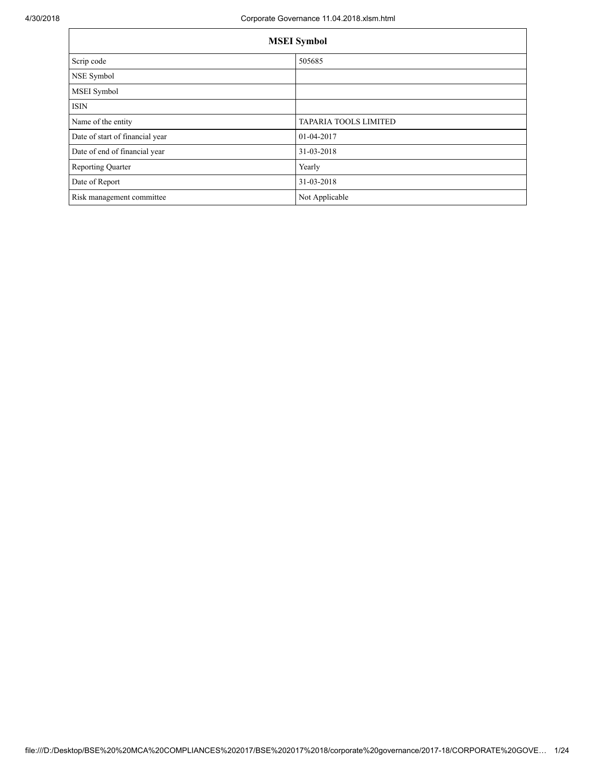| MSEI Symbol | |
|---|---|
| Scrip code | 505685 |
| NSE Symbol | |
| MSEI Symbol | |
| ISIN | |
| Name of the entity | TAPARIA TOOLS LIMITED |
| Date of start of financial year | 01-04-2017 |
| Date of end of financial year | 31-03-2018 |
| Reporting Quarter | Yearly |
| Date of Report | 31-03-2018 |
| Risk management committee | Not Applicable |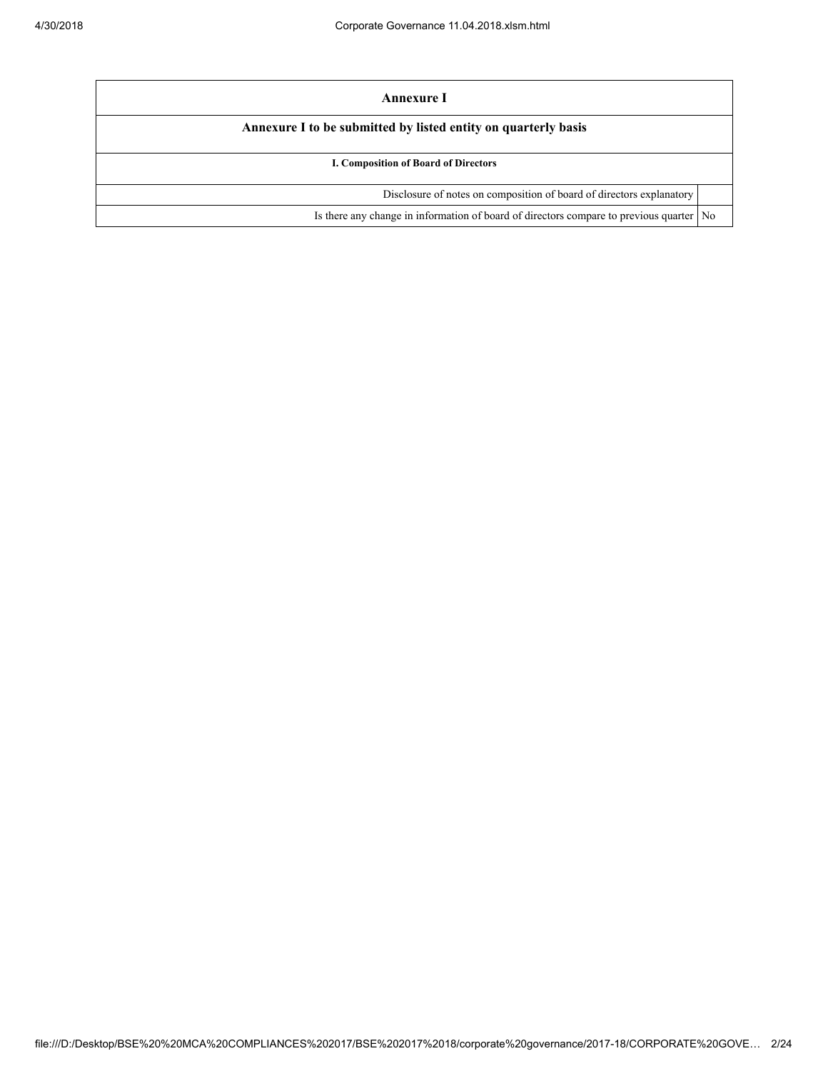| Annexure I | |
|---|---|
| **Annexure I to be submitted by listed entity on quarterly basis** | |
| **I. Composition of Board of Directors** | |
| Disclosure of notes on composition of board of directors explanatory | |
| Is there any change in information of board of directors compare to previous quarter | No |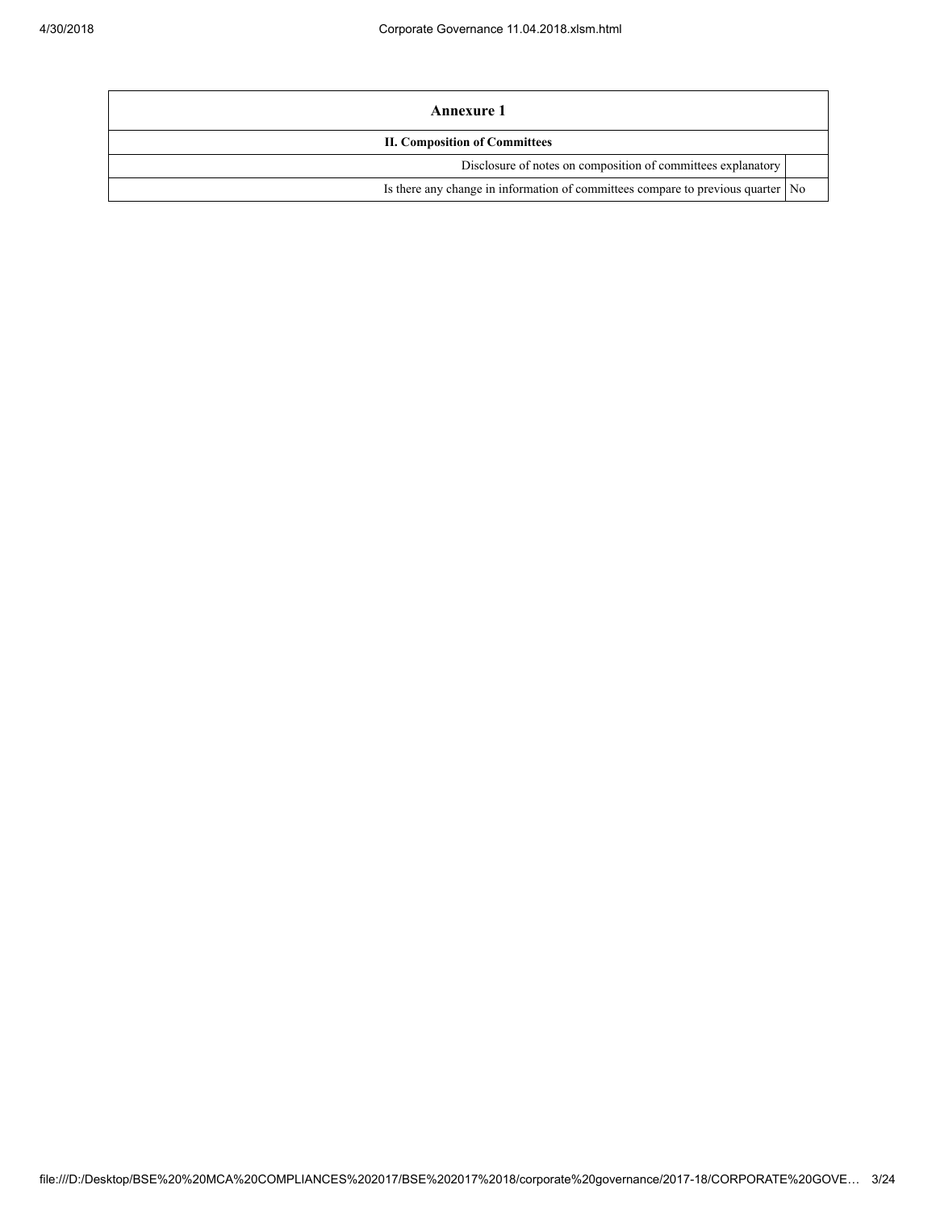| Annexure 1 | |
|---|---|
| **II. Composition of Committees** | |
| Disclosure of notes on composition of committees explanatory | |
| Is there any change in information of committees compare to previous quarter | No |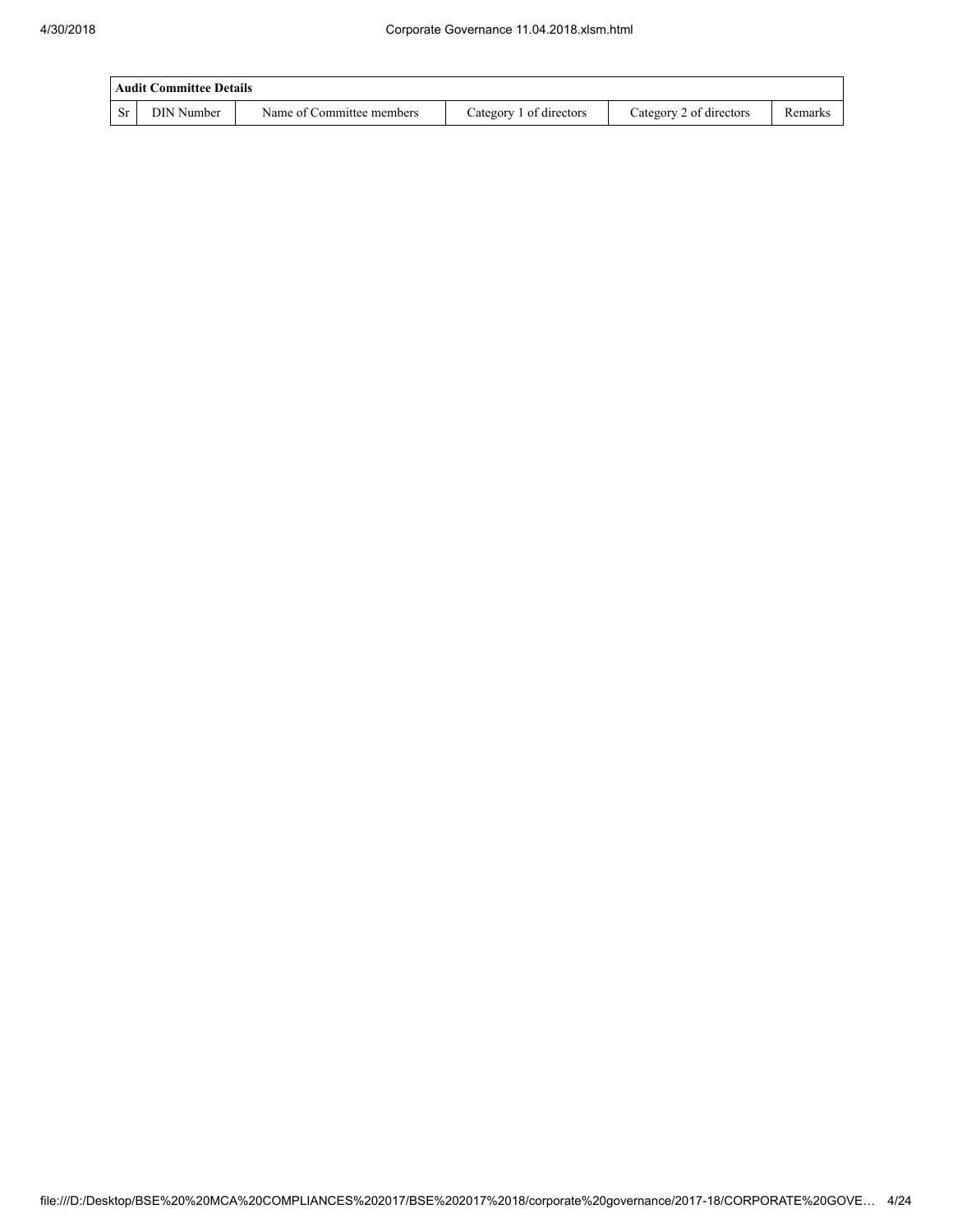| Audit Committee Details | | | | | |
|---|---|---|---|---|---|
| Sr | DIN Number | Name of Committee members | Category 1 of directors | Category 2 of directors | Remarks |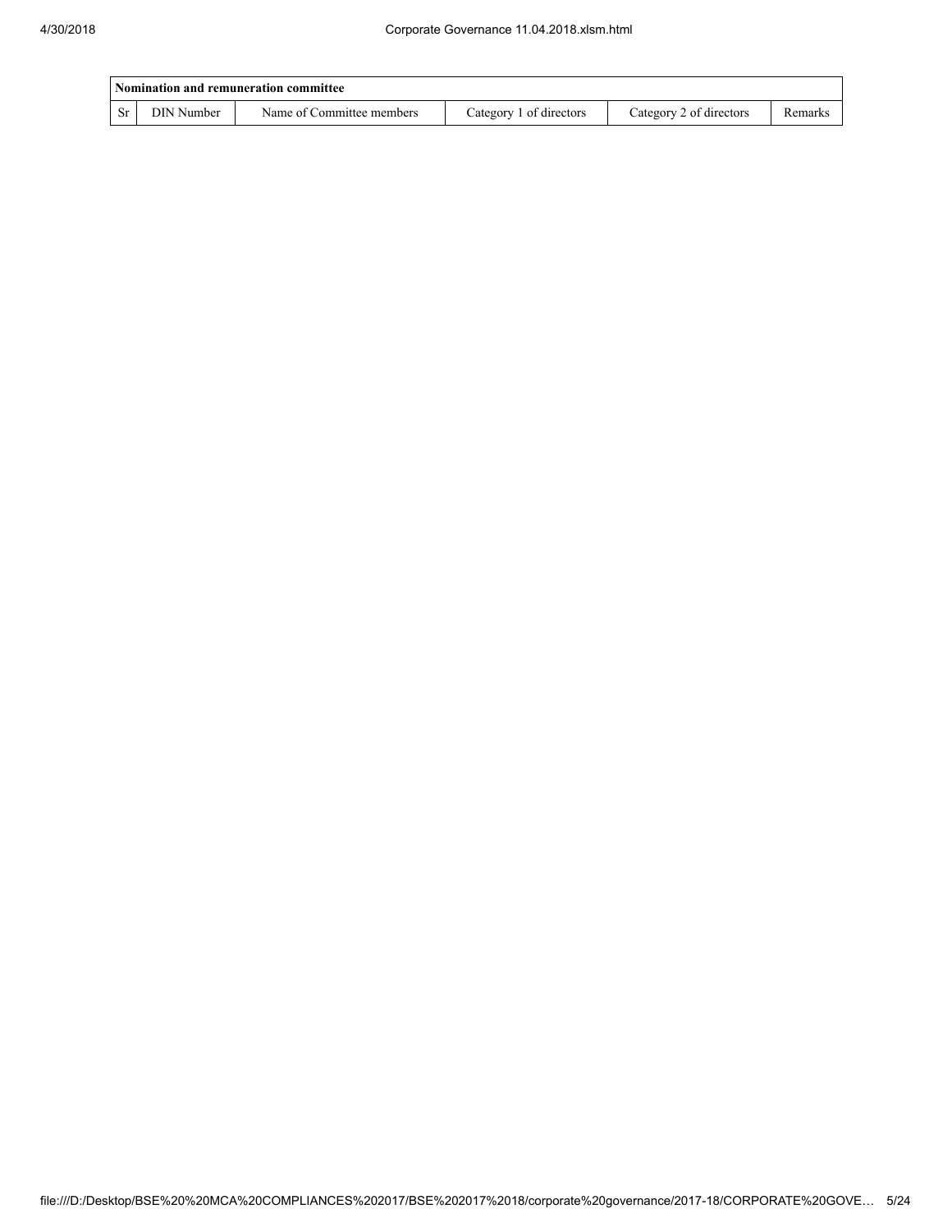| Nomination and remuneration committee | | | | | |
|---|---|---|---|---|---|
| Sr | DIN Number | Name of Committee members | Category 1 of directors | Category 2 of directors | Remarks |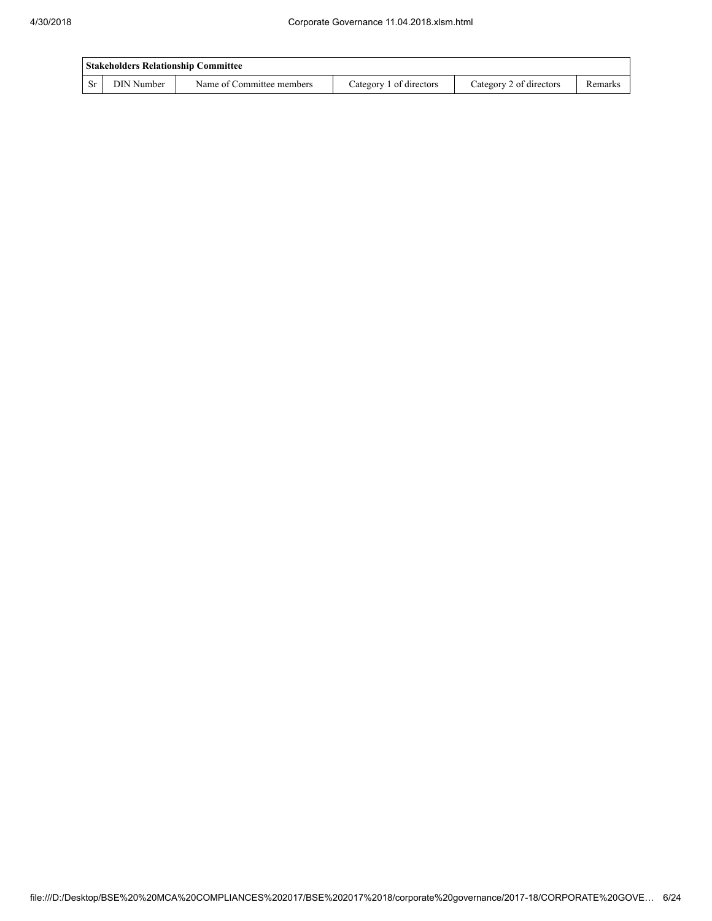| Stakeholders Relationship Committee | | | | | |
|---|---|---|---|---|---|
| Sr | DIN Number | Name of Committee members | Category 1 of directors | Category 2 of directors | Remarks |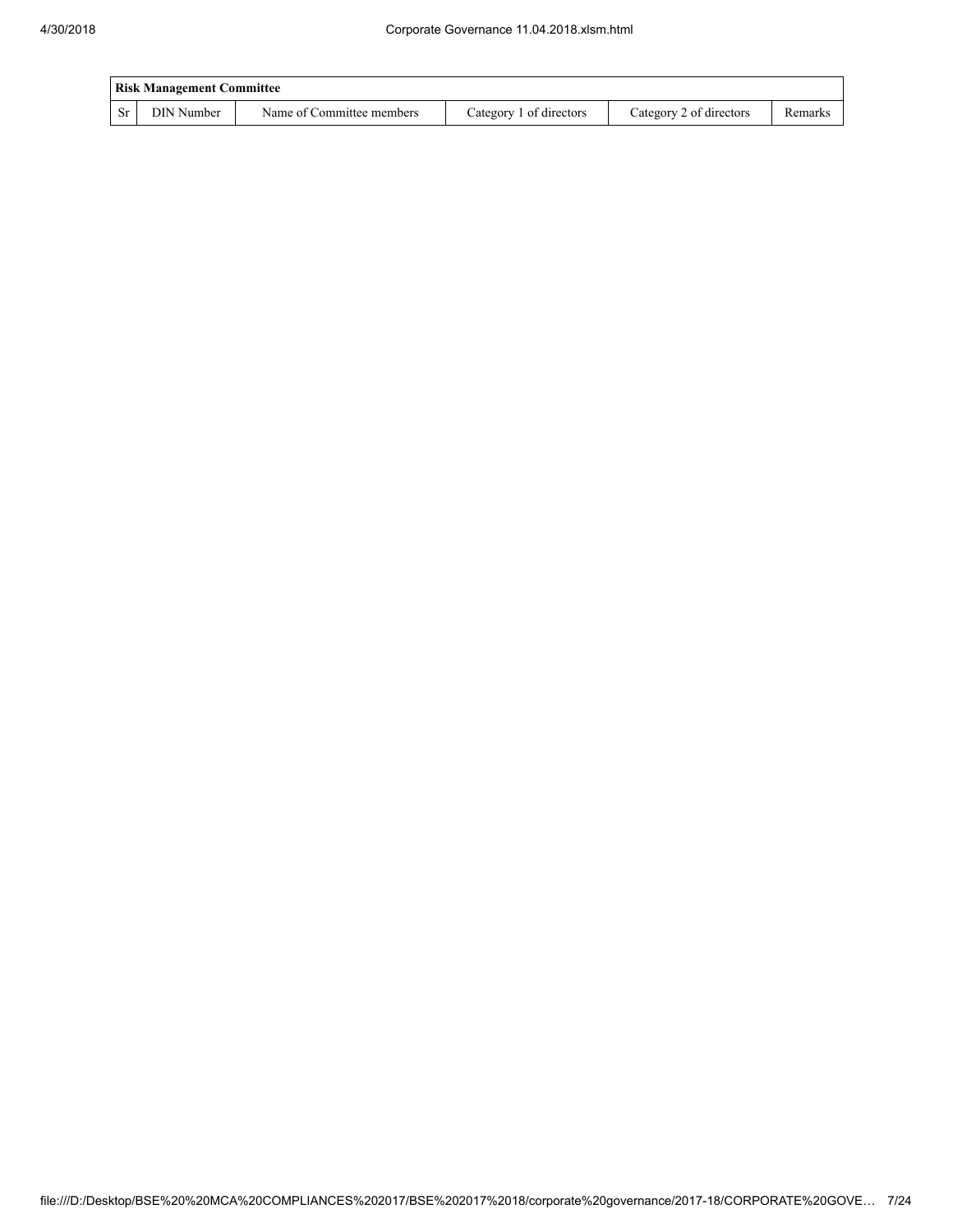| Risk Management Committee | | | | | |
|---|---|---|---|---|---|
| Sr | DIN Number | Name of Committee members | Category 1 of directors | Category 2 of directors | Remarks |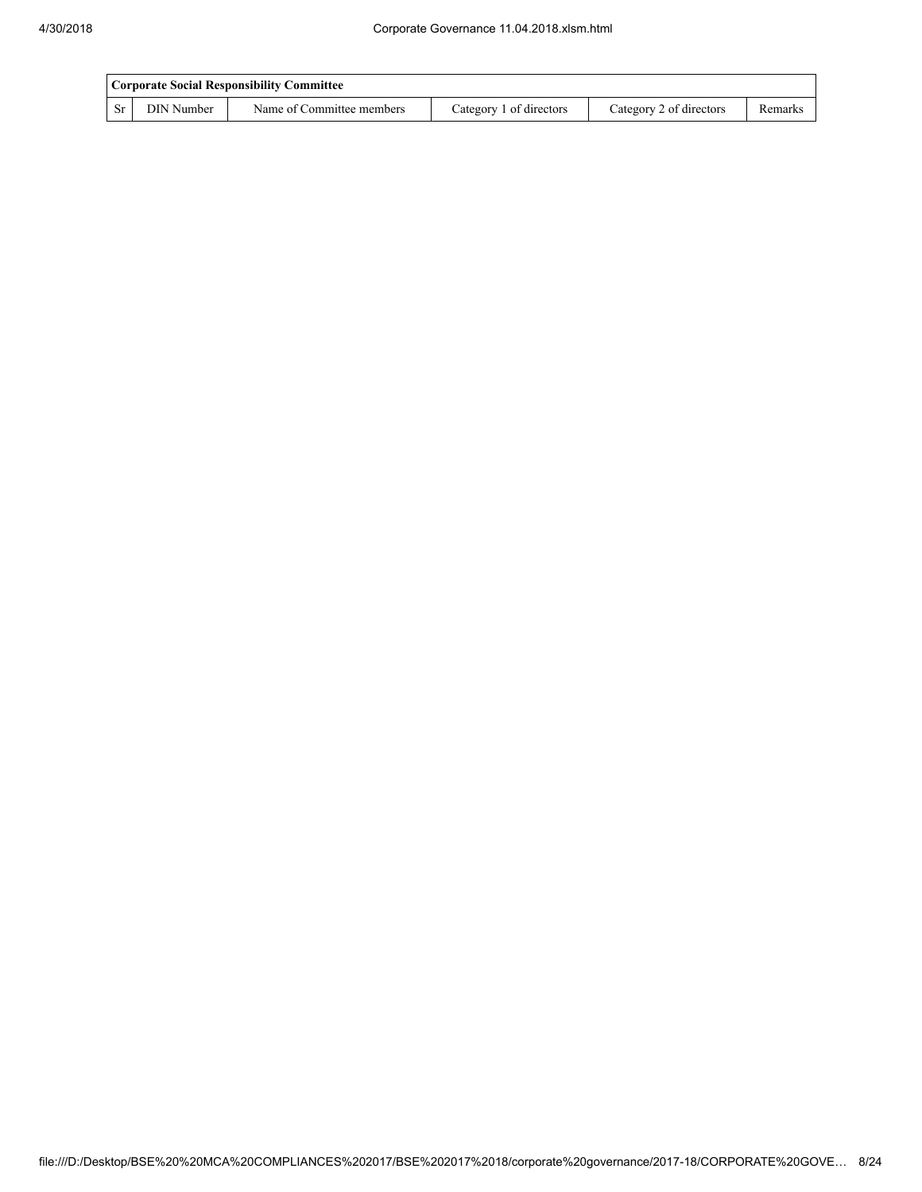| Corporate Social Responsibility Committee | | | | | |
|---|---|---|---|---|---|
| Sr | DIN Number | Name of Committee members | Category 1 of directors | Category 2 of directors | Remarks |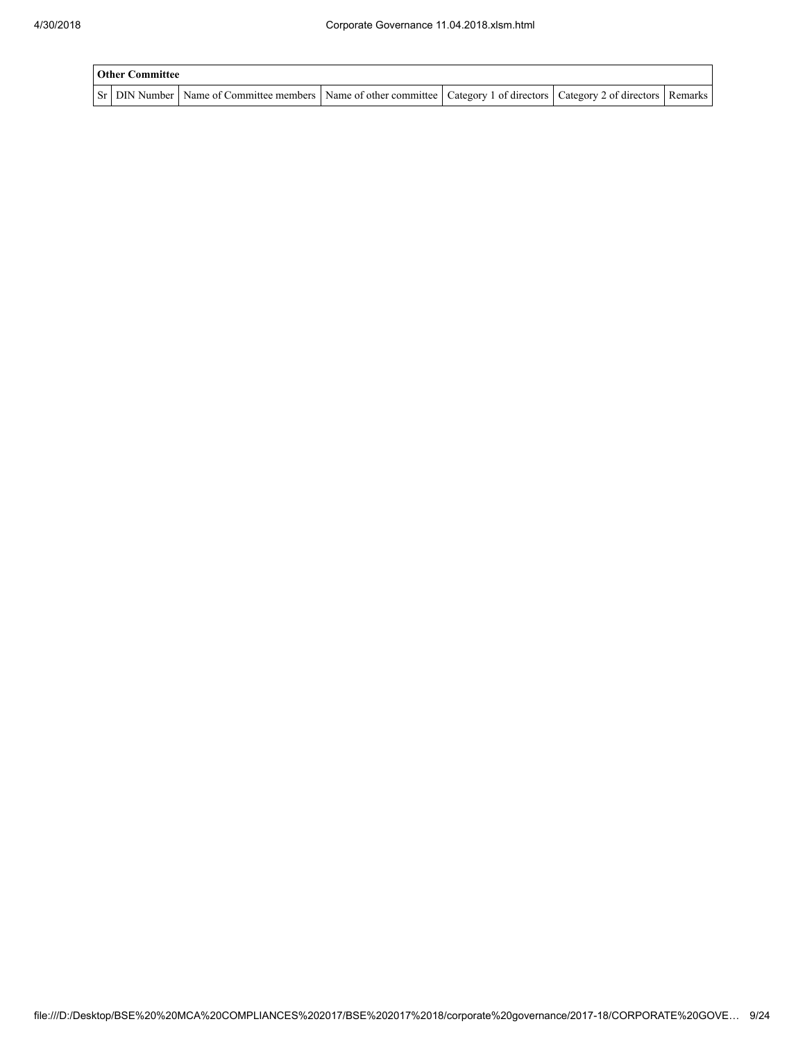| Other Committee | | | | | | |
|---|---|---|---|---|---|---|
| Sr | DIN Number | Name of Committee members | Name of other committee | Category 1 of directors | Category 2 of directors | Remarks |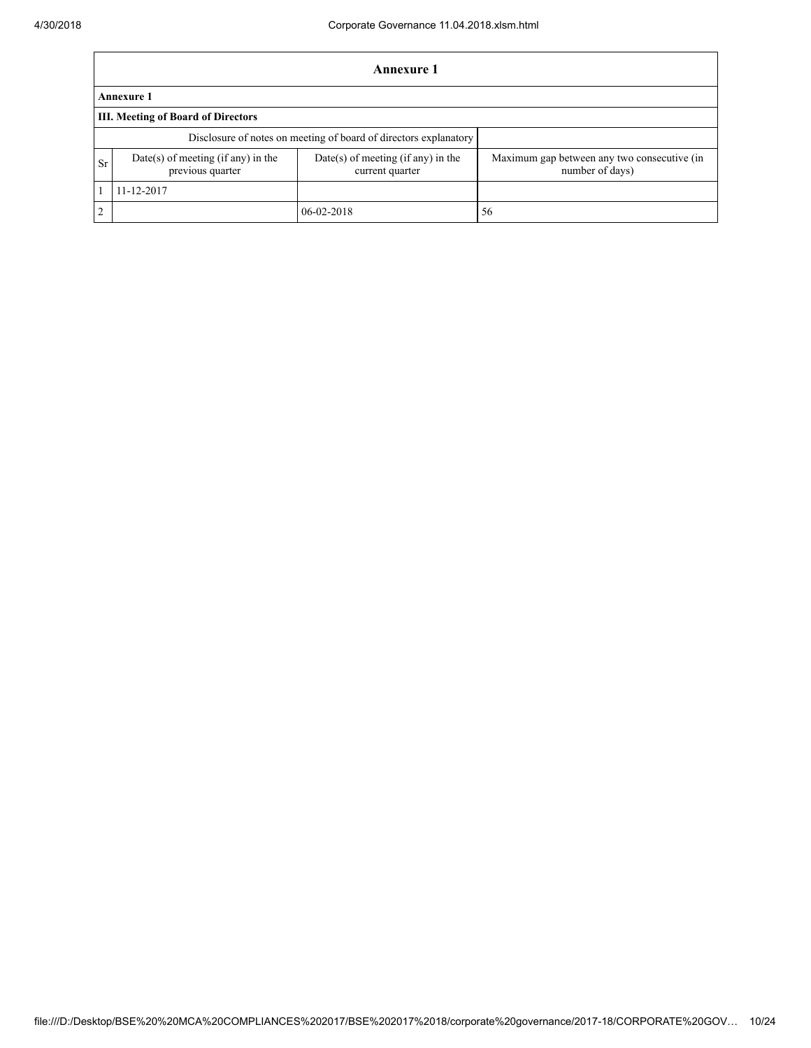| Annexure 1 | | | |
|---|---|---|---|
| **Annexure 1** | | | |
| **III. Meeting of Board of Directors** | | | |
| Disclosure of notes on meeting of board of directors explanatory | | | |
| Sr | Date(s) of meeting (if any) in the previous quarter | Date(s) of meeting (if any) in the current quarter | Maximum gap between any two consecutive (in number of days) |
| 1 | 11-12-2017 | | |
| 2 | | 06-02-2018 | 56 |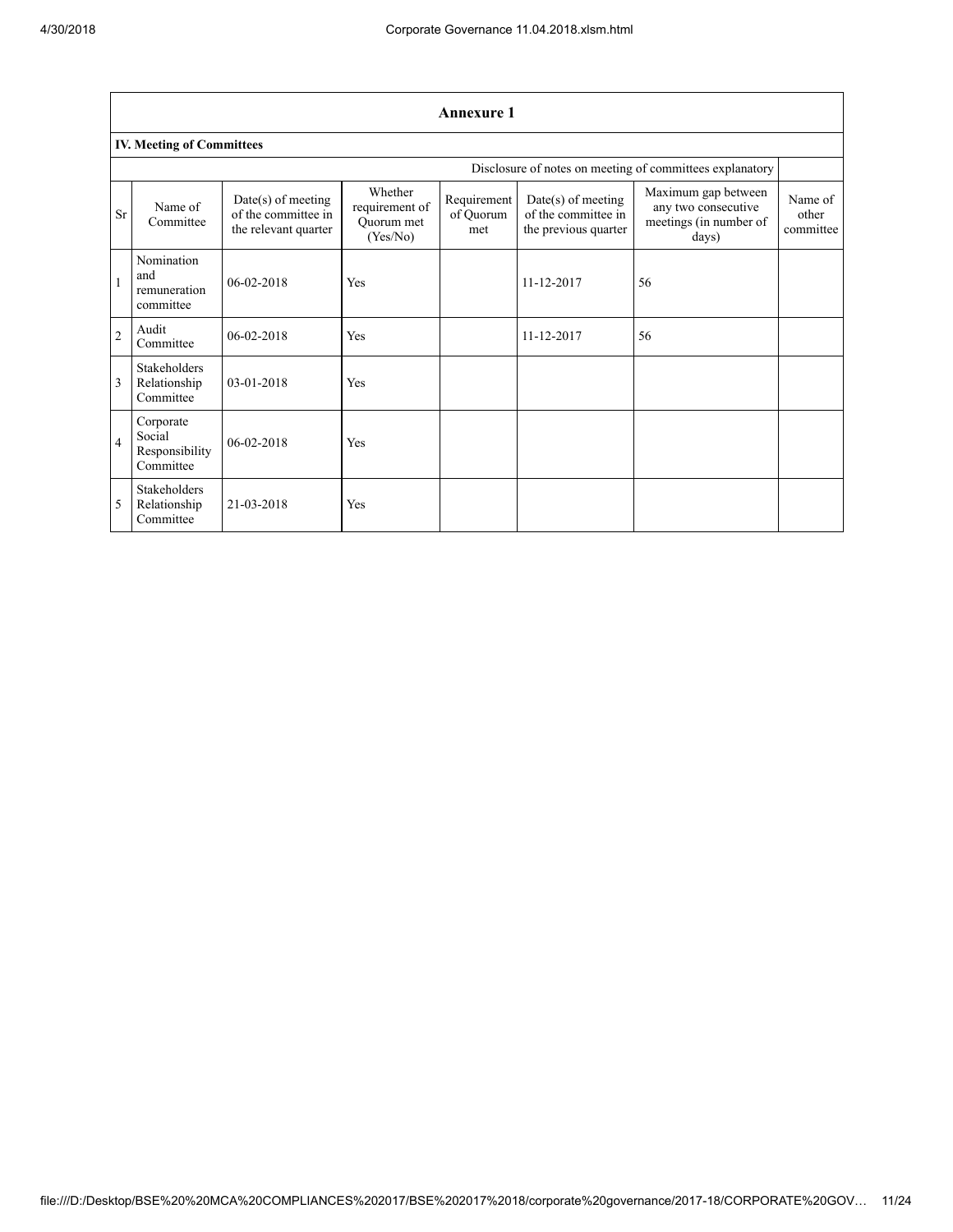## Annexure 1

### IV. Meeting of Committees

Disclosure of notes on meeting of committees explanatory

| Sr | Name of Committee | Date(s) of meeting of the committee in the relevant quarter | Whether requirement of Quorum met (Yes/No) | Requirement of Quorum met | Date(s) of meeting of the committee in the previous quarter | Maximum gap between any two consecutive meetings (in number of days) | Name of other committee |
|---|---|---|---|---|---|---|---|
| 1 | Nomination and remuneration committee | 06-02-2018 | Yes | | 11-12-2017 | 56 | |
| 2 | Audit Committee | 06-02-2018 | Yes | | 11-12-2017 | 56 | |
| 3 | Stakeholders Relationship Committee | 03-01-2018 | Yes | | | | |
| 4 | Corporate Social Responsibility Committee | 06-02-2018 | Yes | | | | |
| 5 | Stakeholders Relationship Committee | 21-03-2018 | Yes | | | | |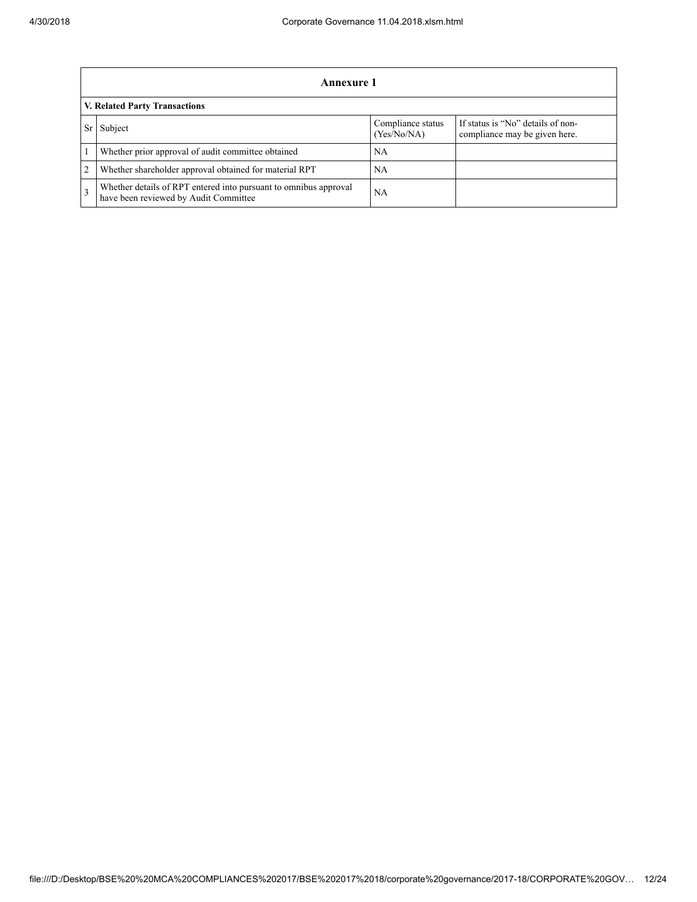## Annexure 1

### V. Related Party Transactions

| Sr | Subject | Compliance status (Yes/No/NA) | If status is "No" details of non-compliance may be given here. |
|---|---|---|---|
| 1 | Whether prior approval of audit committee obtained | NA | |
| 2 | Whether shareholder approval obtained for material RPT | NA | |
| 3 | Whether details of RPT entered into pursuant to omnibus approval have been reviewed by Audit Committee | NA | |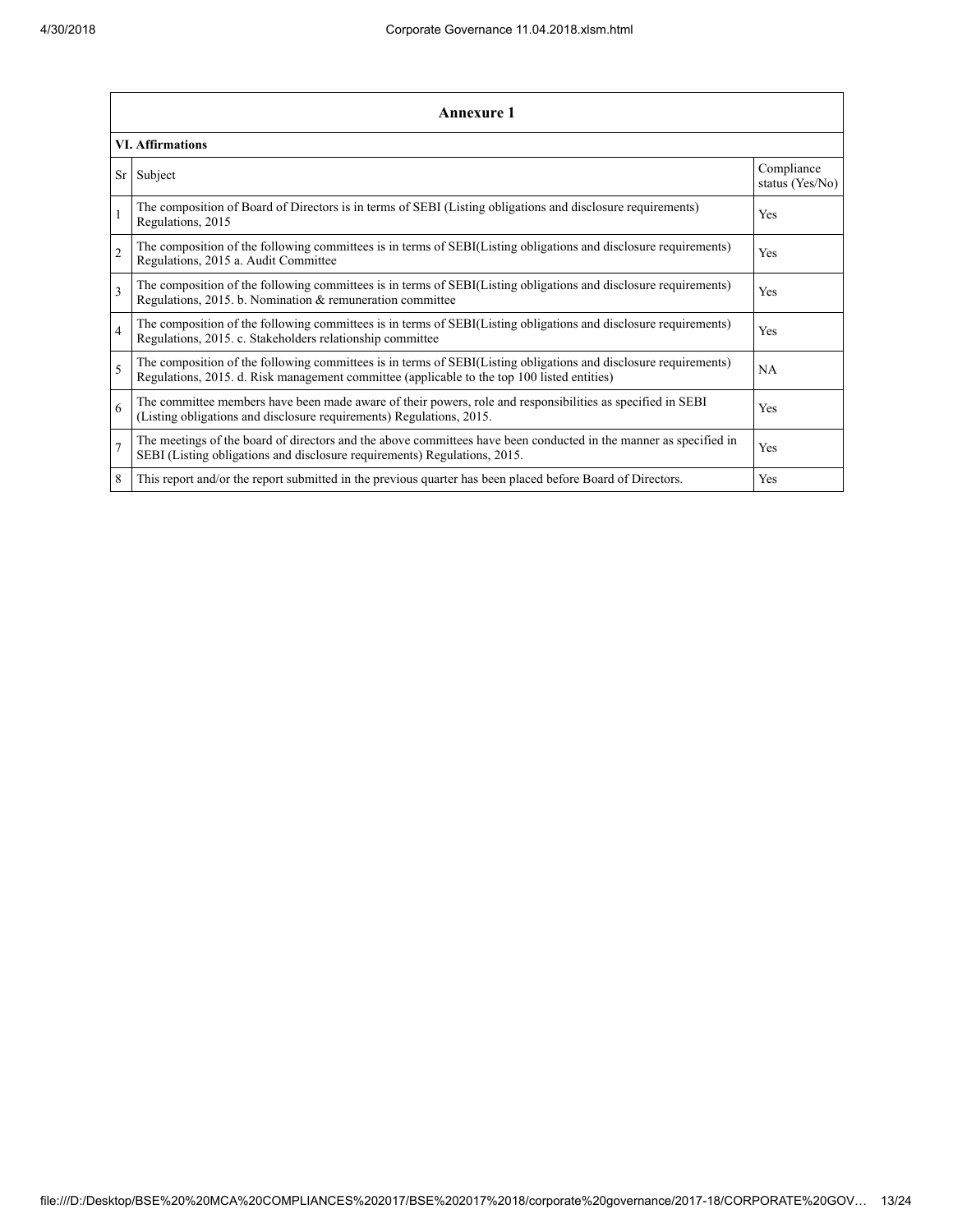## Annexure 1

### VI. Affirmations

| Sr | Subject | Compliance status (Yes/No) |
|---|---|---|
| 1 | The composition of Board of Directors is in terms of SEBI (Listing obligations and disclosure requirements) Regulations, 2015 | Yes |
| 2 | The composition of the following committees is in terms of SEBI(Listing obligations and disclosure requirements) Regulations, 2015 a. Audit Committee | Yes |
| 3 | The composition of the following committees is in terms of SEBI(Listing obligations and disclosure requirements) Regulations, 2015. b. Nomination & remuneration committee | Yes |
| 4 | The composition of the following committees is in terms of SEBI(Listing obligations and disclosure requirements) Regulations, 2015. c. Stakeholders relationship committee | Yes |
| 5 | The composition of the following committees is in terms of SEBI(Listing obligations and disclosure requirements) Regulations, 2015. d. Risk management committee (applicable to the top 100 listed entities) | NA |
| 6 | The committee members have been made aware of their powers, role and responsibilities as specified in SEBI (Listing obligations and disclosure requirements) Regulations, 2015. | Yes |
| 7 | The meetings of the board of directors and the above committees have been conducted in the manner as specified in SEBI (Listing obligations and disclosure requirements) Regulations, 2015. | Yes |
| 8 | This report and/or the report submitted in the previous quarter has been placed before Board of Directors. | Yes |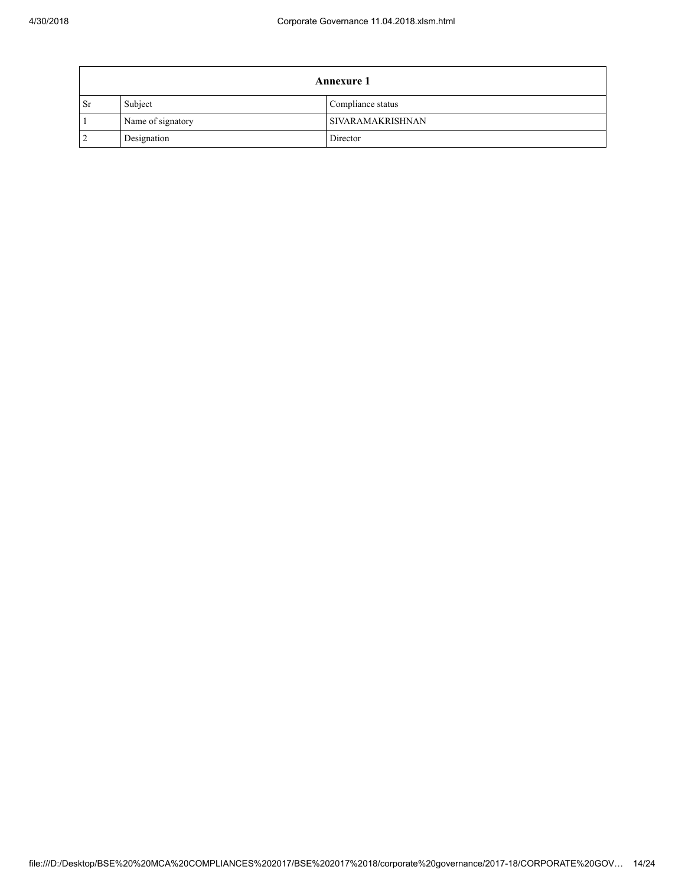| Annexure 1 | | |
|---|---|---|
| Sr | Subject | Compliance status |
| 1 | Name of signatory | SIVARAMAKRISHNAN |
| 2 | Designation | Director |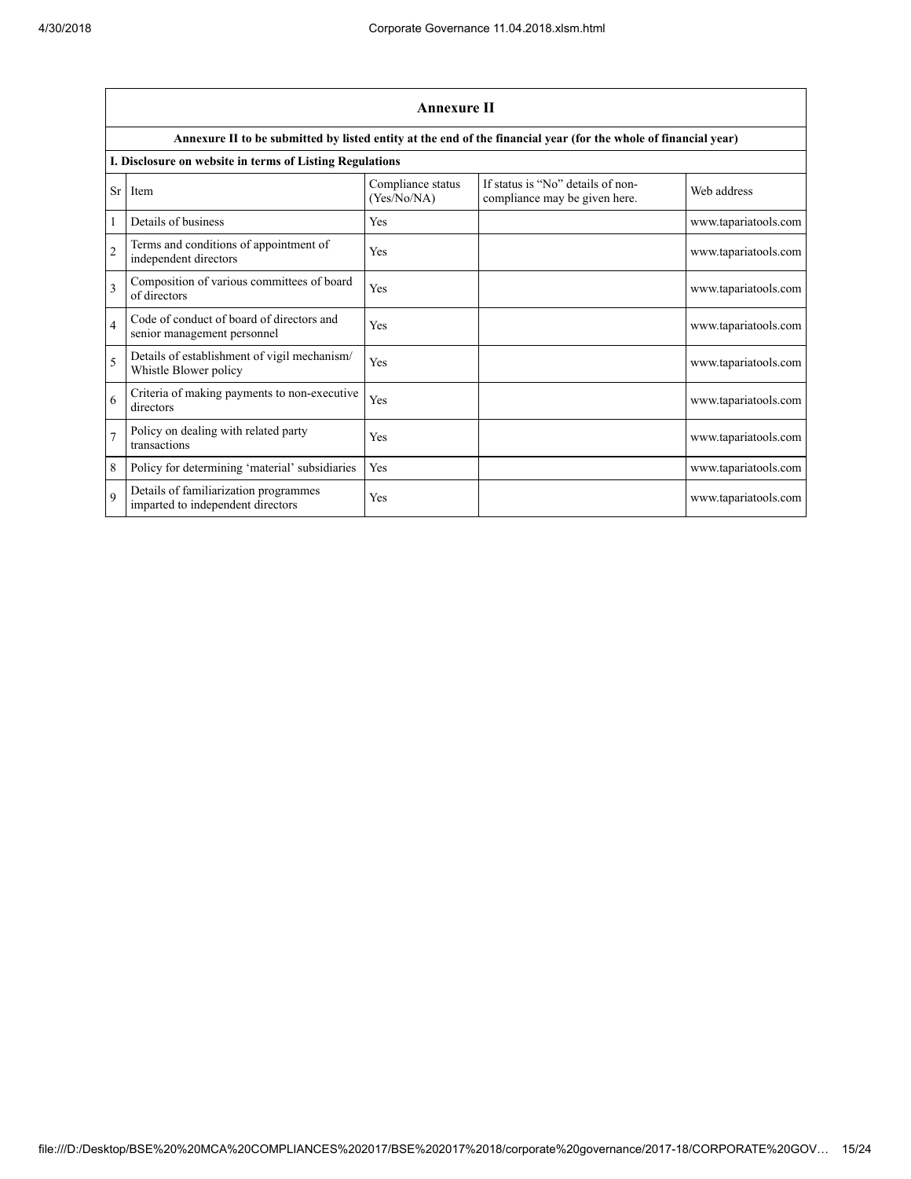## Annexure II

**Annexure II to be submitted by listed entity at the end of the financial year (for the whole of financial year)**

**I. Disclosure on website in terms of Listing Regulations**

| Sr | Item | Compliance status (Yes/No/NA) | If status is "No" details of non-compliance may be given here. | Web address |
|---|---|---|---|---|
| 1 | Details of business | Yes | | www.tapariatools.com |
| 2 | Terms and conditions of appointment of independent directors | Yes | | www.tapariatools.com |
| 3 | Composition of various committees of board of directors | Yes | | www.tapariatools.com |
| 4 | Code of conduct of board of directors and senior management personnel | Yes | | www.tapariatools.com |
| 5 | Details of establishment of vigil mechanism/ Whistle Blower policy | Yes | | www.tapariatools.com |
| 6 | Criteria of making payments to non-executive directors | Yes | | www.tapariatools.com |
| 7 | Policy on dealing with related party transactions | Yes | | www.tapariatools.com |
| 8 | Policy for determining 'material' subsidiaries | Yes | | www.tapariatools.com |
| 9 | Details of familiarization programmes imparted to independent directors | Yes | | www.tapariatools.com |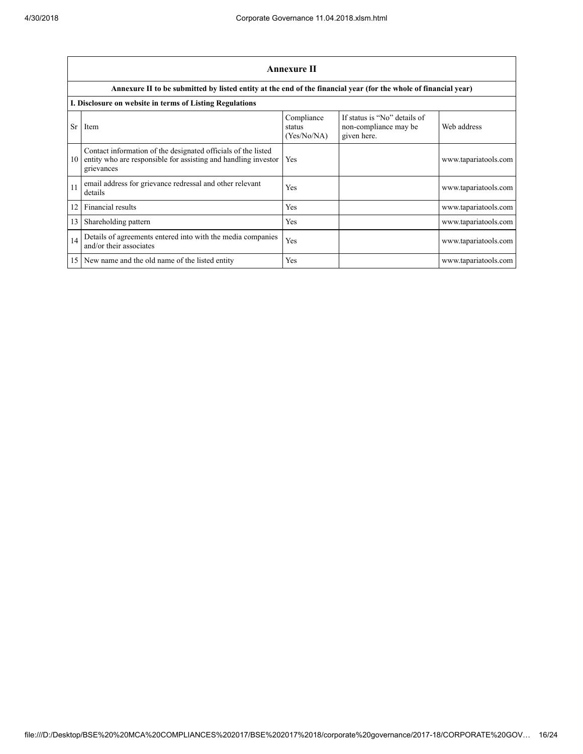## Annexure II

**Annexure II to be submitted by listed entity at the end of the financial year (for the whole of financial year)**

**I. Disclosure on website in terms of Listing Regulations**

| Sr | Item | Compliance status (Yes/No/NA) | If status is "No" details of non-compliance may be given here. | Web address |
|---|---|---|---|---|
| 10 | Contact information of the designated officials of the listed entity who are responsible for assisting and handling investor grievances | Yes | | www.tapariatools.com |
| 11 | email address for grievance redressal and other relevant details | Yes | | www.tapariatools.com |
| 12 | Financial results | Yes | | www.tapariatools.com |
| 13 | Shareholding pattern | Yes | | www.tapariatools.com |
| 14 | Details of agreements entered into with the media companies and/or their associates | Yes | | www.tapariatools.com |
| 15 | New name and the old name of the listed entity | Yes | | www.tapariatools.com |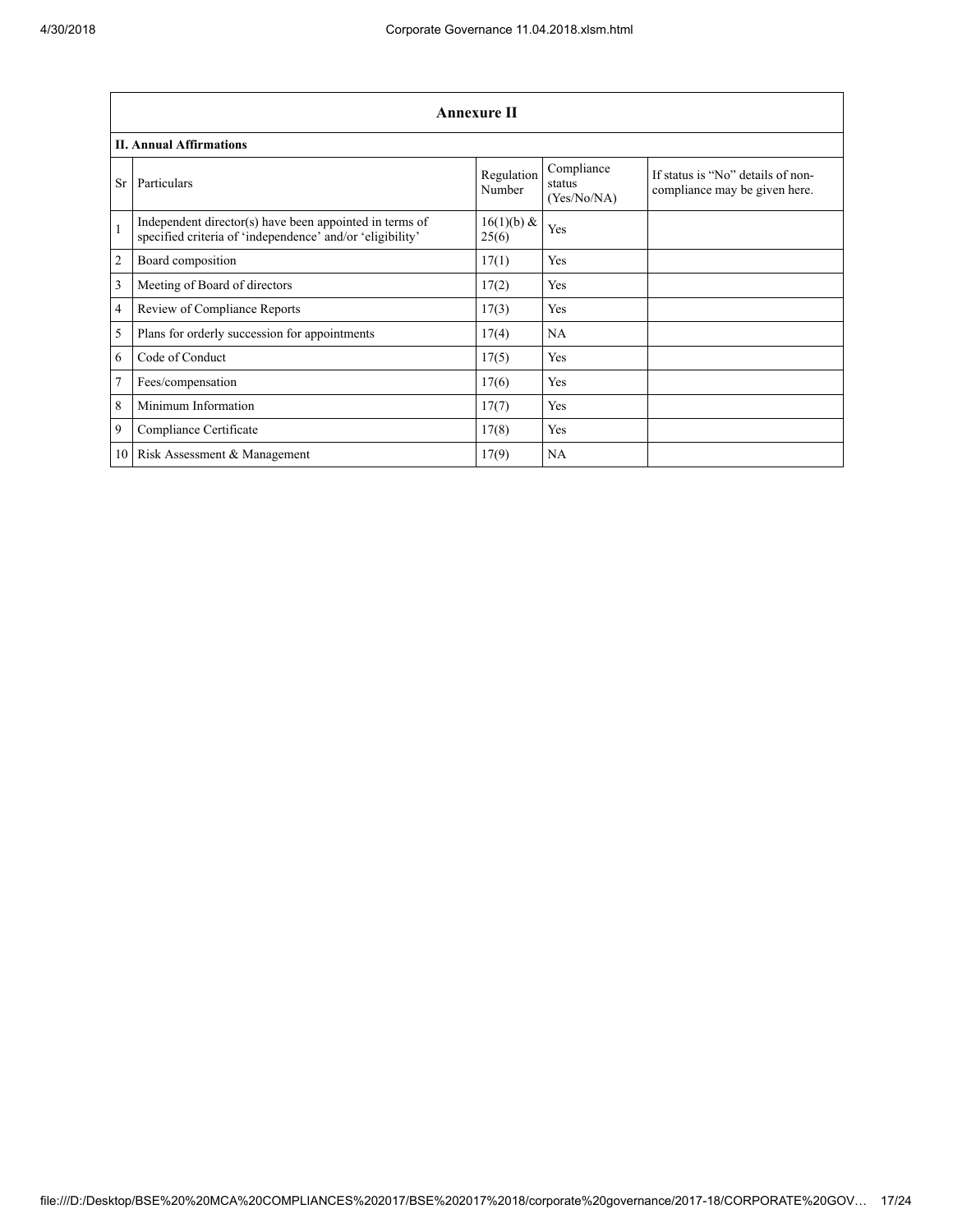## Annexure II

### II. Annual Affirmations

| Sr | Particulars | Regulation Number | Compliance status (Yes/No/NA) | If status is "No" details of non-compliance may be given here. |
|---|---|---|---|---|
| 1 | Independent director(s) have been appointed in terms of specified criteria of 'independence' and/or 'eligibility' | 16(1)(b) & 25(6) | Yes | |
| 2 | Board composition | 17(1) | Yes | |
| 3 | Meeting of Board of directors | 17(2) | Yes | |
| 4 | Review of Compliance Reports | 17(3) | Yes | |
| 5 | Plans for orderly succession for appointments | 17(4) | NA | |
| 6 | Code of Conduct | 17(5) | Yes | |
| 7 | Fees/compensation | 17(6) | Yes | |
| 8 | Minimum Information | 17(7) | Yes | |
| 9 | Compliance Certificate | 17(8) | Yes | |
| 10 | Risk Assessment & Management | 17(9) | NA | |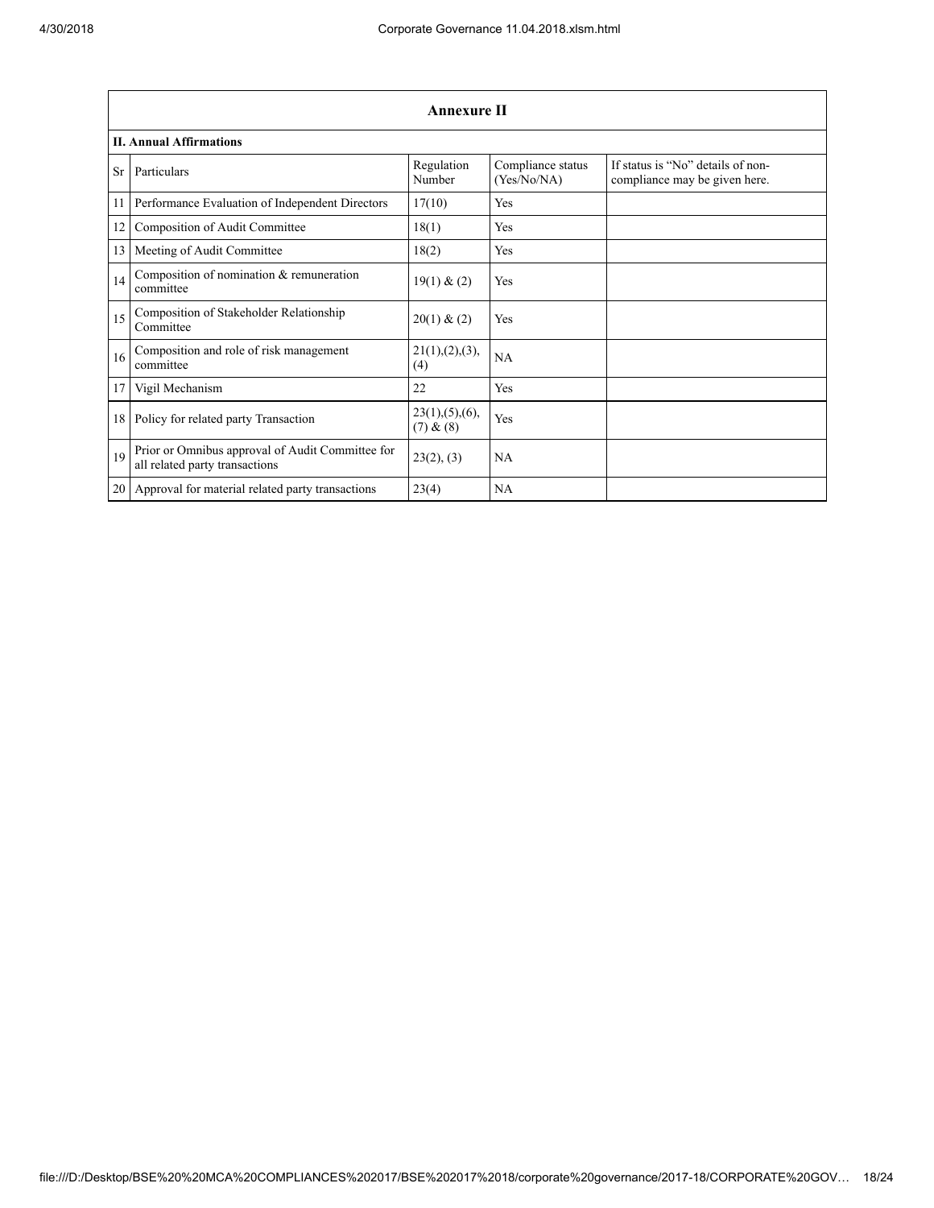| Annexure II | | | | |
|---|---|---|---|---|
| **II. Annual Affirmations** | | | | |
| Sr | Particulars | Regulation Number | Compliance status (Yes/No/NA) | If status is "No" details of non-compliance may be given here. |
| 11 | Performance Evaluation of Independent Directors | 17(10) | Yes | |
| 12 | Composition of Audit Committee | 18(1) | Yes | |
| 13 | Meeting of Audit Committee | 18(2) | Yes | |
| 14 | Composition of nomination & remuneration committee | 19(1) & (2) | Yes | |
| 15 | Composition of Stakeholder Relationship Committee | 20(1) & (2) | Yes | |
| 16 | Composition and role of risk management committee | 21(1),(2),(3),(4) | NA | |
| 17 | Vigil Mechanism | 22 | Yes | |
| 18 | Policy for related party Transaction | 23(1),(5),(6),(7) & (8) | Yes | |
| 19 | Prior or Omnibus approval of Audit Committee for all related party transactions | 23(2), (3) | NA | |
| 20 | Approval for material related party transactions | 23(4) | NA | |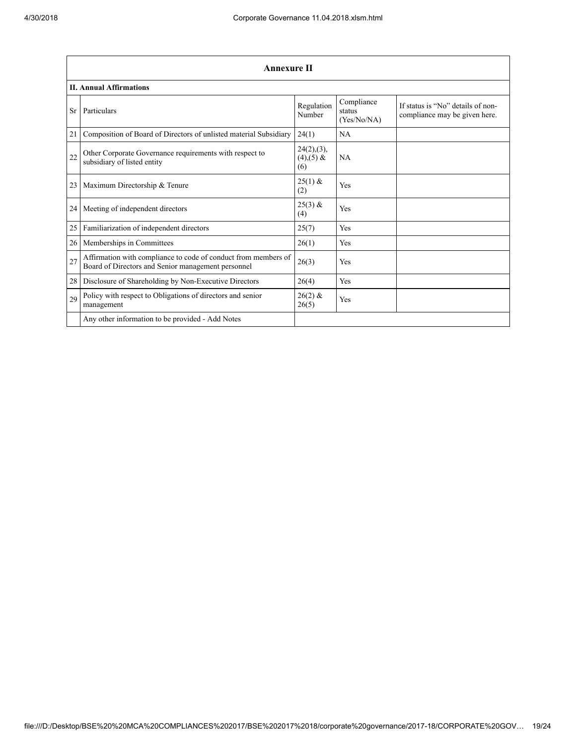| Annexure II | | | | |
|---|---|---|---|---|
| **II. Annual Affirmations** | | | | |
| Sr | Particulars | Regulation Number | Compliance status (Yes/No/NA) | If status is "No" details of non-compliance may be given here. |
| 21 | Composition of Board of Directors of unlisted material Subsidiary | 24(1) | NA | |
| 22 | Other Corporate Governance requirements with respect to subsidiary of listed entity | 24(2),(3),(4),(5) & (6) | NA | |
| 23 | Maximum Directorship & Tenure | 25(1) & (2) | Yes | |
| 24 | Meeting of independent directors | 25(3) & (4) | Yes | |
| 25 | Familiarization of independent directors | 25(7) | Yes | |
| 26 | Memberships in Committees | 26(1) | Yes | |
| 27 | Affirmation with compliance to code of conduct from members of Board of Directors and Senior management personnel | 26(3) | Yes | |
| 28 | Disclosure of Shareholding by Non-Executive Directors | 26(4) | Yes | |
| 29 | Policy with respect to Obligations of directors and senior management | 26(2) & 26(5) | Yes | |
| | Any other information to be provided - Add Notes | | | |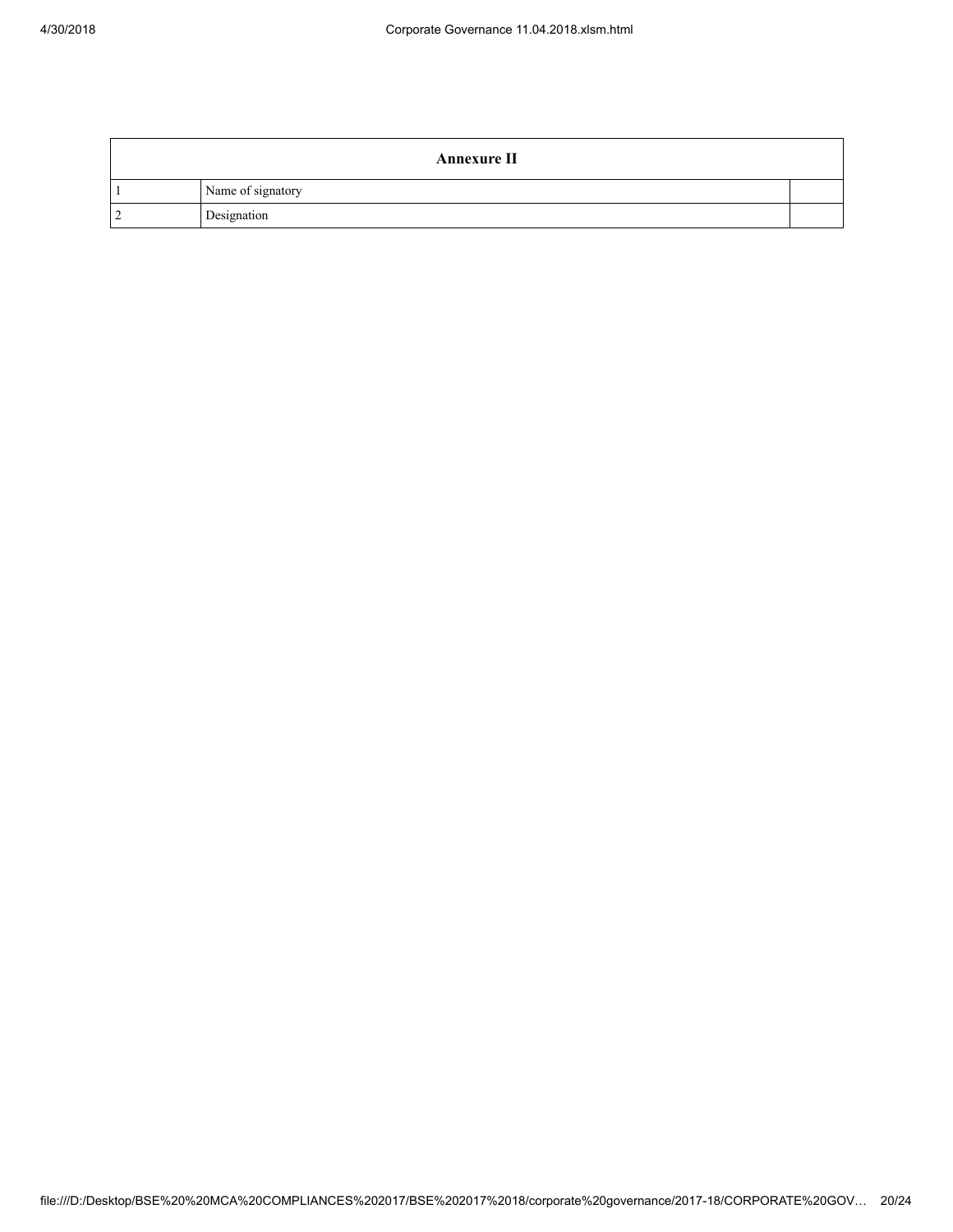| Annexure II | | |
|---|---|---|
| 1 | Name of signatory | |
| 2 | Designation | |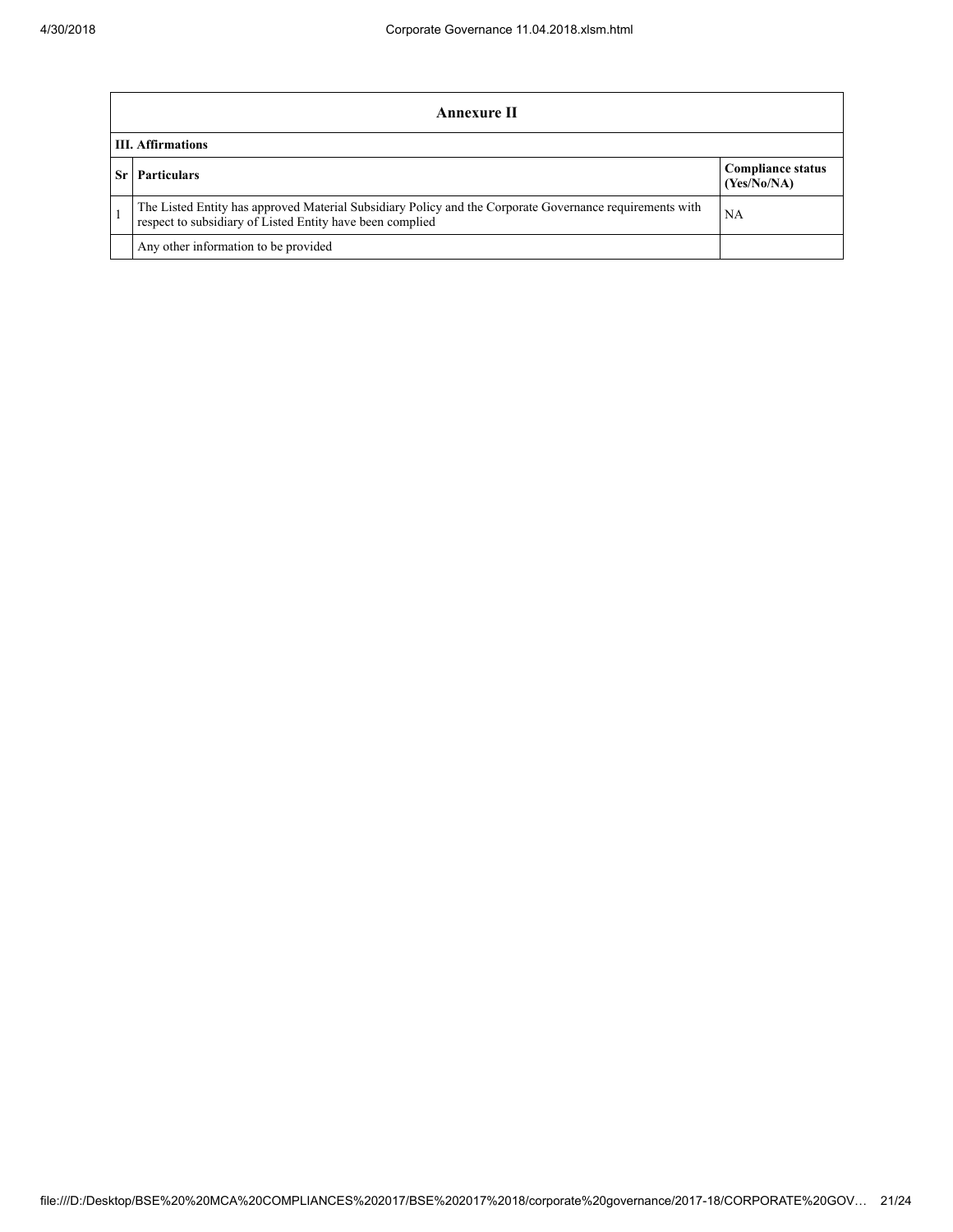| Annexure II | | |
|---|---|---|
| **III. Affirmations** | | |
| **Sr** | **Particulars** | **Compliance status (Yes/No/NA)** |
| 1 | The Listed Entity has approved Material Subsidiary Policy and the Corporate Governance requirements with respect to subsidiary of Listed Entity have been complied | NA |
| | Any other information to be provided | |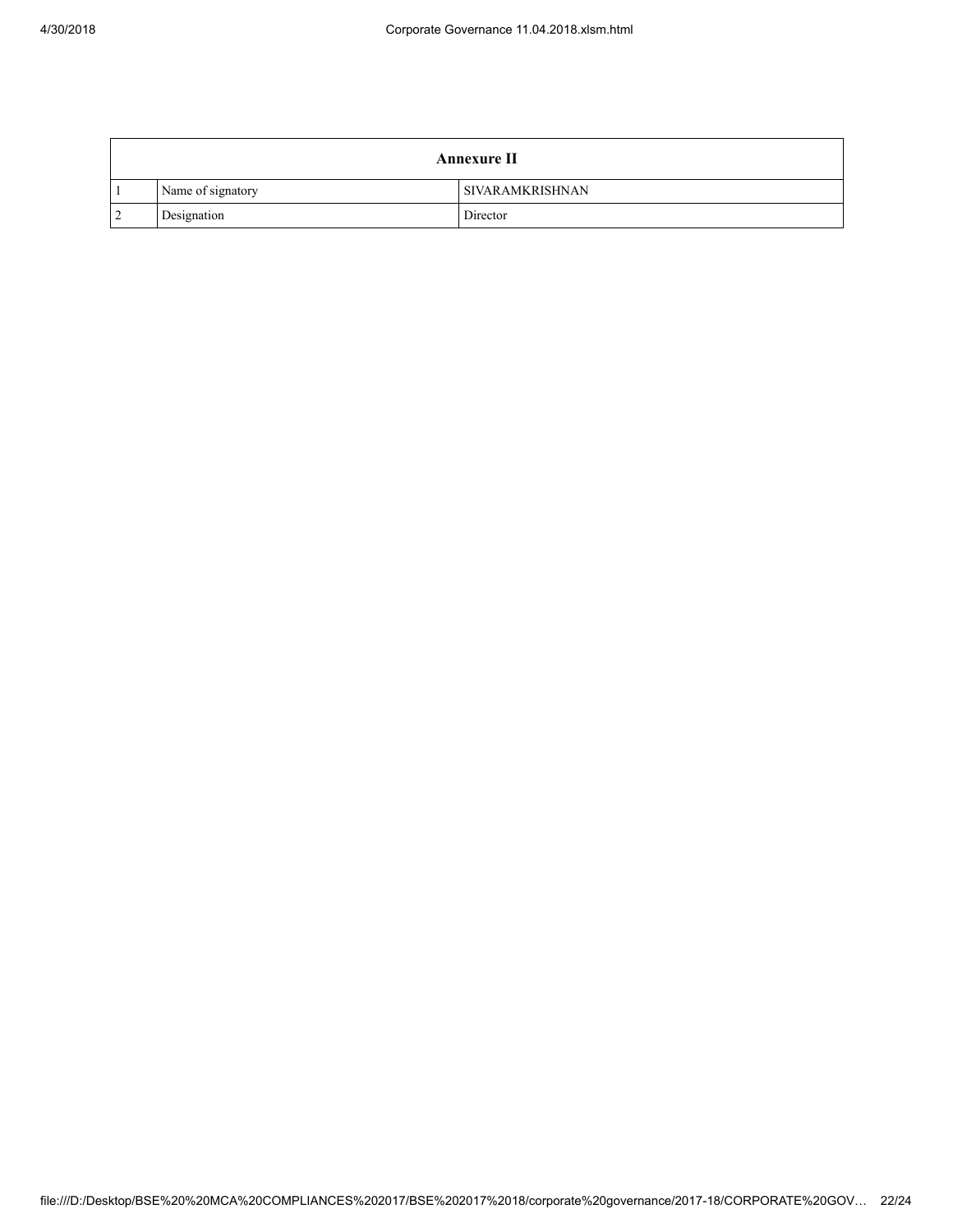| Annexure II | | |
|---|---|---|
| 1 | Name of signatory | SIVARAMKRISHNAN |
| 2 | Designation | Director |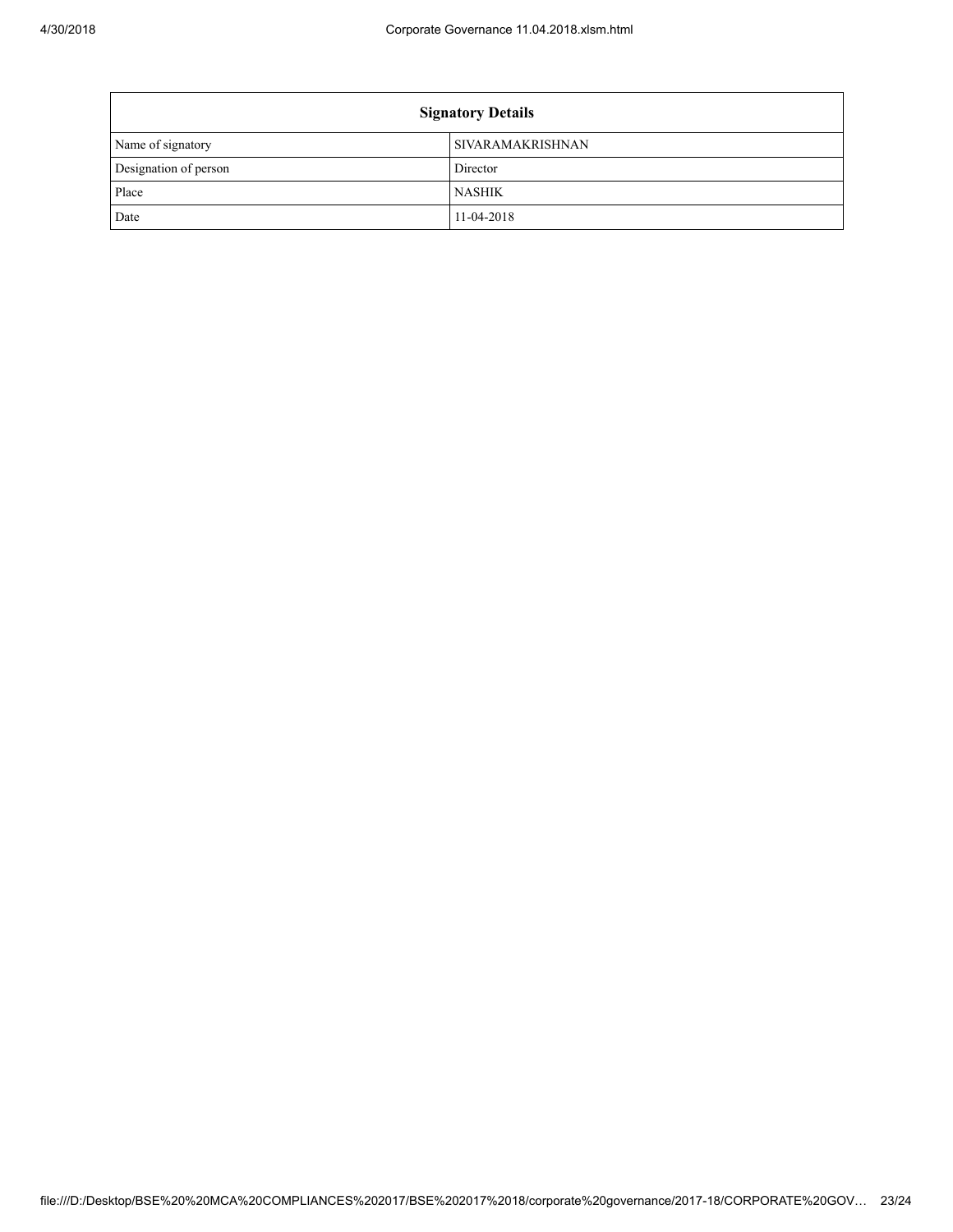| Signatory Details | |
|---|---|
| Name of signatory | SIVARAMAKRISHNAN |
| Designation of person | Director |
| Place | NASHIK |
| Date | 11-04-2018 |